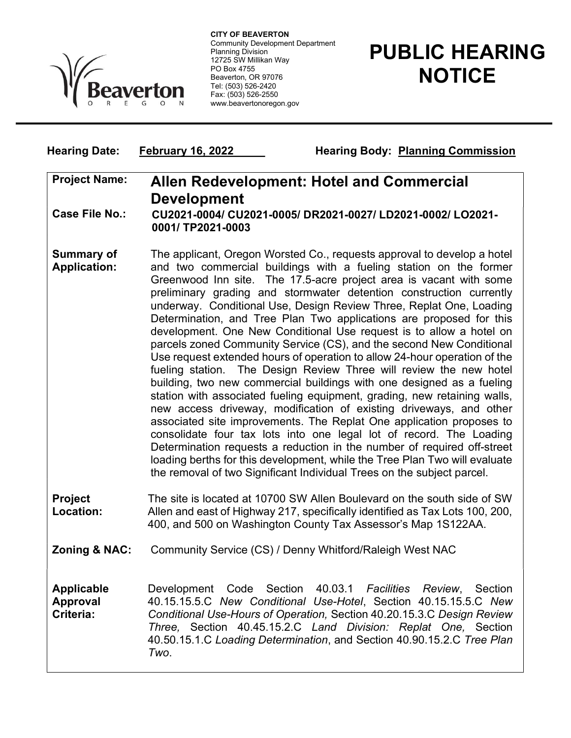**CITY OF BEAVERTON**
Community Development Department
Planning Division
12725 SW Millikan Way
PO Box 4755
Beaverton, OR 97076
Tel: (503) 526-2420
Fax: (503) 526-2550
www.beavertonoregon.gov

# PUBLIC HEARING NOTICE

**Hearing Date:** **February 16, 2022** **Hearing Body:** **Planning Commission**

**Project Name:** **Allen Redevelopment: Hotel and Commercial Development**

**Case File No.:** **CU2021-0004/ CU2021-0005/ DR2021-0027/ LD2021-0002/ LO2021-0001/ TP2021-0003**

**Summary of Application:** The applicant, Oregon Worsted Co., requests approval to develop a hotel and two commercial buildings with a fueling station on the former Greenwood Inn site. The 17.5-acre project area is vacant with some preliminary grading and stormwater detention construction currently underway. Conditional Use, Design Review Three, Replat One, Loading Determination, and Tree Plan Two applications are proposed for this development. One New Conditional Use request is to allow a hotel on parcels zoned Community Service (CS), and the second New Conditional Use request extended hours of operation to allow 24-hour operation of the fueling station. The Design Review Three will review the new hotel building, two new commercial buildings with one designed as a fueling station with associated fueling equipment, grading, new retaining walls, new access driveway, modification of existing driveways, and other associated site improvements. The Replat One application proposes to consolidate four tax lots into one legal lot of record. The Loading Determination requests a reduction in the number of required off-street loading berths for this development, while the Tree Plan Two will evaluate the removal of two Significant Individual Trees on the subject parcel.

**Project Location:** The site is located at 10700 SW Allen Boulevard on the south side of SW Allen and east of Highway 217, specifically identified as Tax Lots 100, 200, 400, and 500 on Washington County Tax Assessor's Map 1S122AA.

**Zoning & NAC:** Community Service (CS) / Denny Whitford/Raleigh West NAC

**Applicable Approval Criteria:** Development Code Section 40.03.1 *Facilities Review*, Section 40.15.15.5.C *New Conditional Use-Hotel*, Section 40.15.15.5.C *New Conditional Use-Hours of Operation,* Section 40.20.15.3.C *Design Review Three,* Section 40.45.15.2.C *Land Division: Replat One,* Section 40.50.15.1.C *Loading Determination*, and Section 40.90.15.2.C *Tree Plan Two*.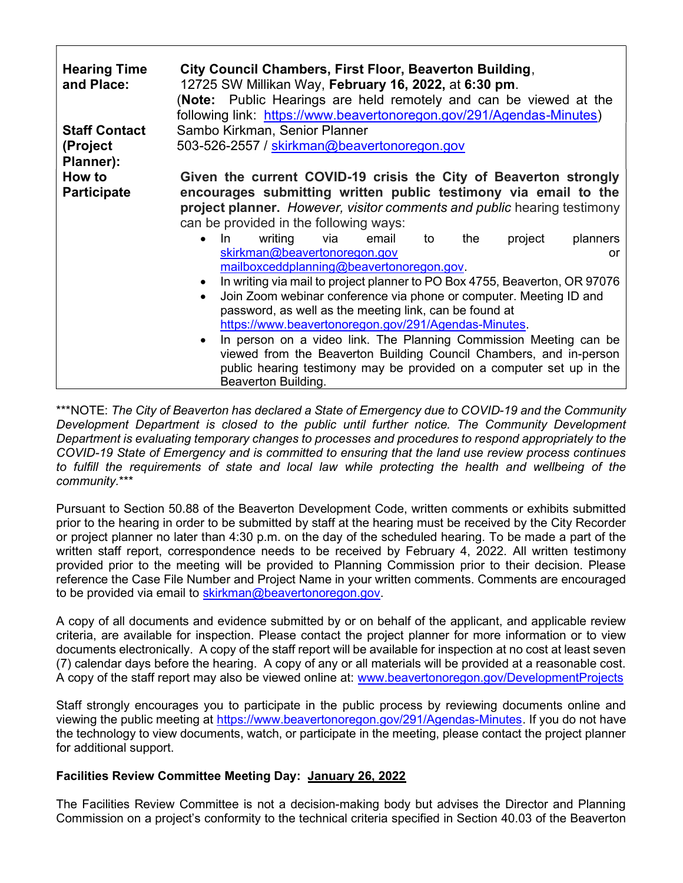| | |
|---|---|
| **Hearing Time and Place:** | **City Council Chambers, First Floor, Beaverton Building**, 12725 SW Millikan Way, **February 16, 2022,** at **6:30 pm**. (**Note:** Public Hearings are held remotely and can be viewed at the following link: https://www.beavertonoregon.gov/291/Agendas-Minutes) |
| **Staff Contact (Project Planner):** | Sambo Kirkman, Senior Planner<br>503-526-2557 / skirkman@beavertonoregon.gov |
| **How to Participate** | **Given the current COVID-19 crisis the City of Beaverton strongly encourages submitting written public testimony via email to the project planner.** *However, visitor comments and public* hearing testimony can be provided in the following ways:<br>• In writing via email to the project planners skirkman@beavertonoregon.gov or mailboxceddplanning@beavertonoregon.gov.<br>• In writing via mail to project planner to PO Box 4755, Beaverton, OR 97076<br>• Join Zoom webinar conference via phone or computer. Meeting ID and password, as well as the meeting link, can be found at https://www.beavertonoregon.gov/291/Agendas-Minutes.<br>• In person on a video link. The Planning Commission Meeting can be viewed from the Beaverton Building Council Chambers, and in-person public hearing testimony may be provided on a computer set up in the Beaverton Building. |

***NOTE: *The City of Beaverton has declared a State of Emergency due to COVID-19 and the Community Development Department is closed to the public until further notice. The Community Development Department is evaluating temporary changes to processes and procedures to respond appropriately to the COVID-19 State of Emergency and is committed to ensuring that the land use review process continues to fulfill the requirements of state and local law while protecting the health and wellbeing of the community.****

Pursuant to Section 50.88 of the Beaverton Development Code, written comments or exhibits submitted prior to the hearing in order to be submitted by staff at the hearing must be received by the City Recorder or project planner no later than 4:30 p.m. on the day of the scheduled hearing. To be made a part of the written staff report, correspondence needs to be received by February 4, 2022. All written testimony provided prior to the meeting will be provided to Planning Commission prior to their decision. Please reference the Case File Number and Project Name in your written comments. Comments are encouraged to be provided via email to skirkman@beavertonoregon.gov.

A copy of all documents and evidence submitted by or on behalf of the applicant, and applicable review criteria, are available for inspection. Please contact the project planner for more information or to view documents electronically. A copy of the staff report will be available for inspection at no cost at least seven (7) calendar days before the hearing. A copy of any or all materials will be provided at a reasonable cost. A copy of the staff report may also be viewed online at: www.beavertonoregon.gov/DevelopmentProjects

Staff strongly encourages you to participate in the public process by reviewing documents online and viewing the public meeting at https://www.beavertonoregon.gov/291/Agendas-Minutes. If you do not have the technology to view documents, watch, or participate in the meeting, please contact the project planner for additional support.

**Facilities Review Committee Meeting Day: January 26, 2022**

The Facilities Review Committee is not a decision-making body but advises the Director and Planning Commission on a project's conformity to the technical criteria specified in Section 40.03 of the Beaverton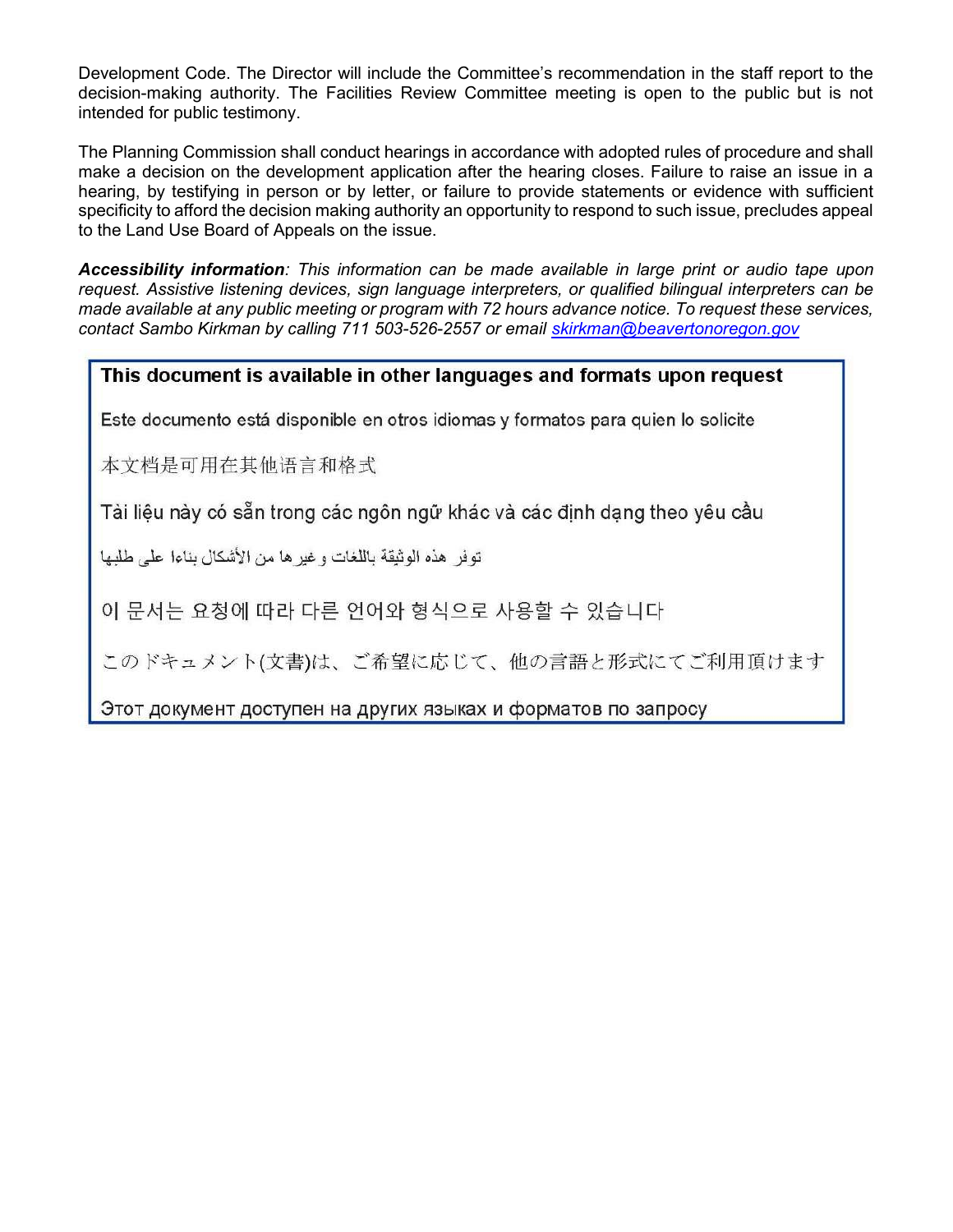Development Code. The Director will include the Committee's recommendation in the staff report to the decision-making authority. The Facilities Review Committee meeting is open to the public but is not intended for public testimony.

The Planning Commission shall conduct hearings in accordance with adopted rules of procedure and shall make a decision on the development application after the hearing closes. Failure to raise an issue in a hearing, by testifying in person or by letter, or failure to provide statements or evidence with sufficient specificity to afford the decision making authority an opportunity to respond to such issue, precludes appeal to the Land Use Board of Appeals on the issue.

***Accessibility information****: This information can be made available in large print or audio tape upon request. Assistive listening devices, sign language interpreters, or qualified bilingual interpreters can be made available at any public meeting or program with 72 hours advance notice. To request these services, contact Sambo Kirkman by calling 711 503-526-2557 or email skirkman@beavertonoregon.gov*

**This document is available in other languages and formats upon request**

Este documento está disponible en otros idiomas y formatos para quien lo solicite

本文档是可用在其他语言和格式

Tài liệu này có sẵn trong các ngôn ngữ khác và các định dạng theo yêu cầu

توفر هذه الوثيقة باللغات وغيرها من الأشكال بناءا على طلبها

이 문서는 요청에 따라 다른 언어와 형식으로 사용할 수 있습니다

このドキュメント(文書)は、ご希望に応じて、他の言語と形式にてご利用頂けます

Этот документ доступен на других языках и форматов по запросу